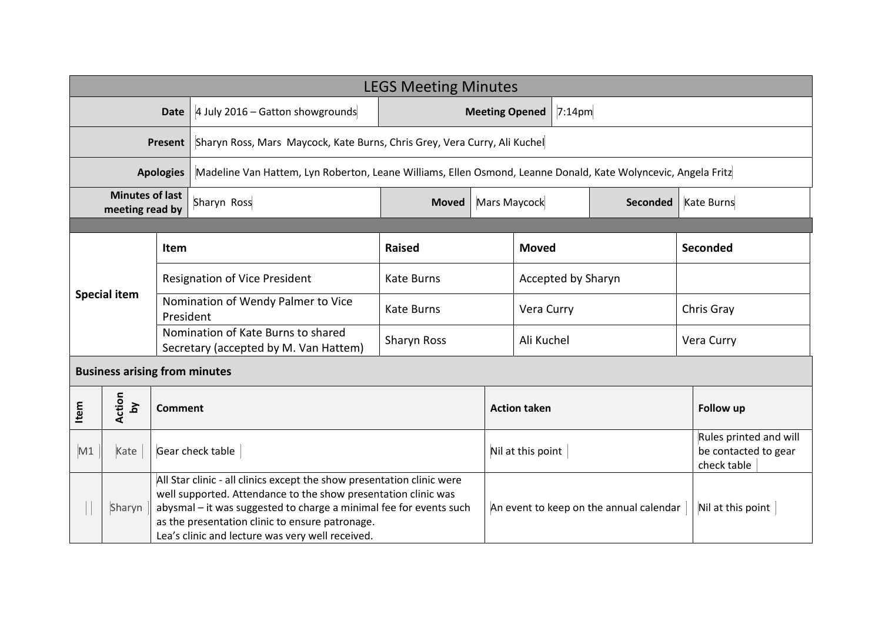# LEGS Meeting Minutes

| | | | |
|---|---|---|---|
| **Date** | 4 July 2016 – Gatton showgrounds | **Meeting Opened** | 7:14pm |
| **Present** | Sharyn Ross, Mars Maycock, Kate Burns, Chris Grey, Vera Curry, Ali Kuchel | | |
| **Apologies** | Madeline Van Hattem, Lyn Roberton, Leane Williams, Ellen Osmond, Leanne Donald, Kate Wolyncevic, Angela Fritz | | |

| **Minutes of last meeting read by** | Sharyn Ross | **Moved** | Mars Maycock | **Seconded** | Kate Burns |
|---|---|---|---|---|---|

| | Item | Raised | Moved | Seconded |
|---|---|---|---|---|
| **Special item** | Resignation of Vice President | Kate Burns | Accepted by Sharyn | |
| | Nomination of Wendy Palmer to Vice President | Kate Burns | Vera Curry | Chris Gray |
| | Nomination of Kate Burns to shared Secretary (accepted by M. Van Hattem) | Sharyn Ross | Ali Kuchel | Vera Curry |

**Business arising from minutes**

| Item | Action by | Comment | Action taken | Follow up |
|---|---|---|---|---|
| M1 | Kate | Gear check table | Nil at this point | Rules printed and will be contacted to gear check table |
| | Sharyn | All Star clinic - all clinics except the show presentation clinic were well supported. Attendance to the show presentation clinic was abysmal – it was suggested to charge a minimal fee for events such as the presentation clinic to ensure patronage.<br>Lea's clinic and lecture was very well received. | An event to keep on the annual calendar | Nil at this point |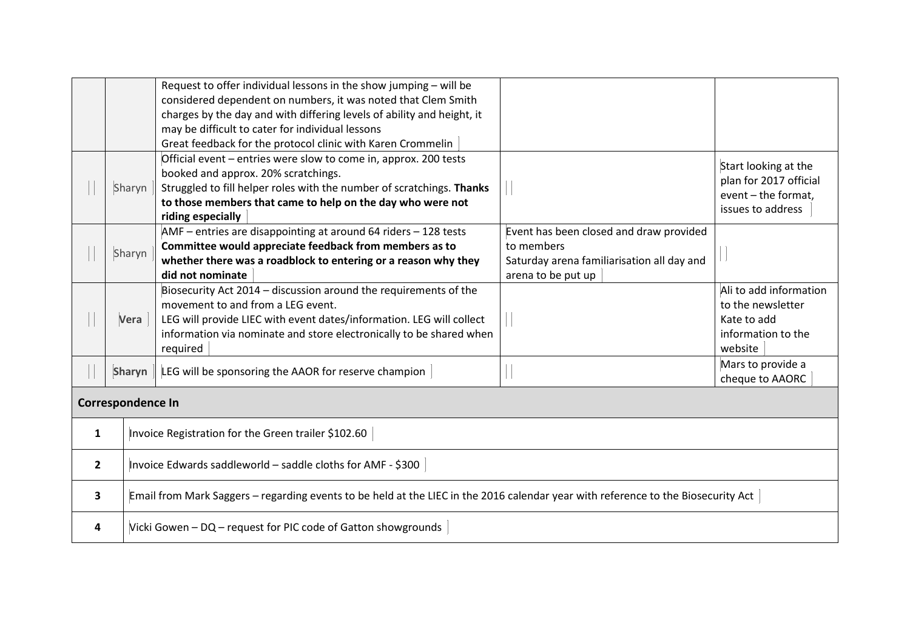|  |  |  |  |  |
|---|---|---|---|---|
|  |  | Request to offer individual lessons in the show jumping – will be considered dependent on numbers, it was noted that Clem Smith charges by the day and with differing levels of ability and height, it may be difficult to cater for individual lessons<br>Great feedback for the protocol clinic with Karen Crommelin |  |  |
|  | Sharyn | Official event – entries were slow to come in, approx. 200 tests booked and approx. 20% scratchings.<br>Struggled to fill helper roles with the number of scratchings. **Thanks to those members that came to help on the day who were not riding especially** |  | Start looking at the plan for 2017 official event – the format, issues to address |
|  | Sharyn | AMF – entries are disappointing at around 64 riders – 128 tests<br>**Committee would appreciate feedback from members as to whether there was a roadblock to entering or a reason why they did not nominate** | Event has been closed and draw provided to members<br>Saturday arena familiarisation all day and arena to be put up |  |
|  | **Vera** | Biosecurity Act 2014 – discussion around the requirements of the movement to and from a LEG event.<br>LEG will provide LIEC with event dates/information. LEG will collect information via nominate and store electronically to be shared when required |  | Ali to add information to the newsletter<br>Kate to add information to the website |
|  | **Sharyn** | LEG will be sponsoring the AAOR for reserve champion |  | Mars to provide a cheque to AAORC |

**Correspondence In**

| | |
|---|---|
| **1** | Invoice Registration for the Green trailer $102.60 |
| **2** | Invoice Edwards saddleworld – saddle cloths for AMF - $300 |
| **3** | Email from Mark Saggers – regarding events to be held at the LIEC in the 2016 calendar year with reference to the Biosecurity Act |
| **4** | Vicki Gowen – DQ – request for PIC code of Gatton showgrounds |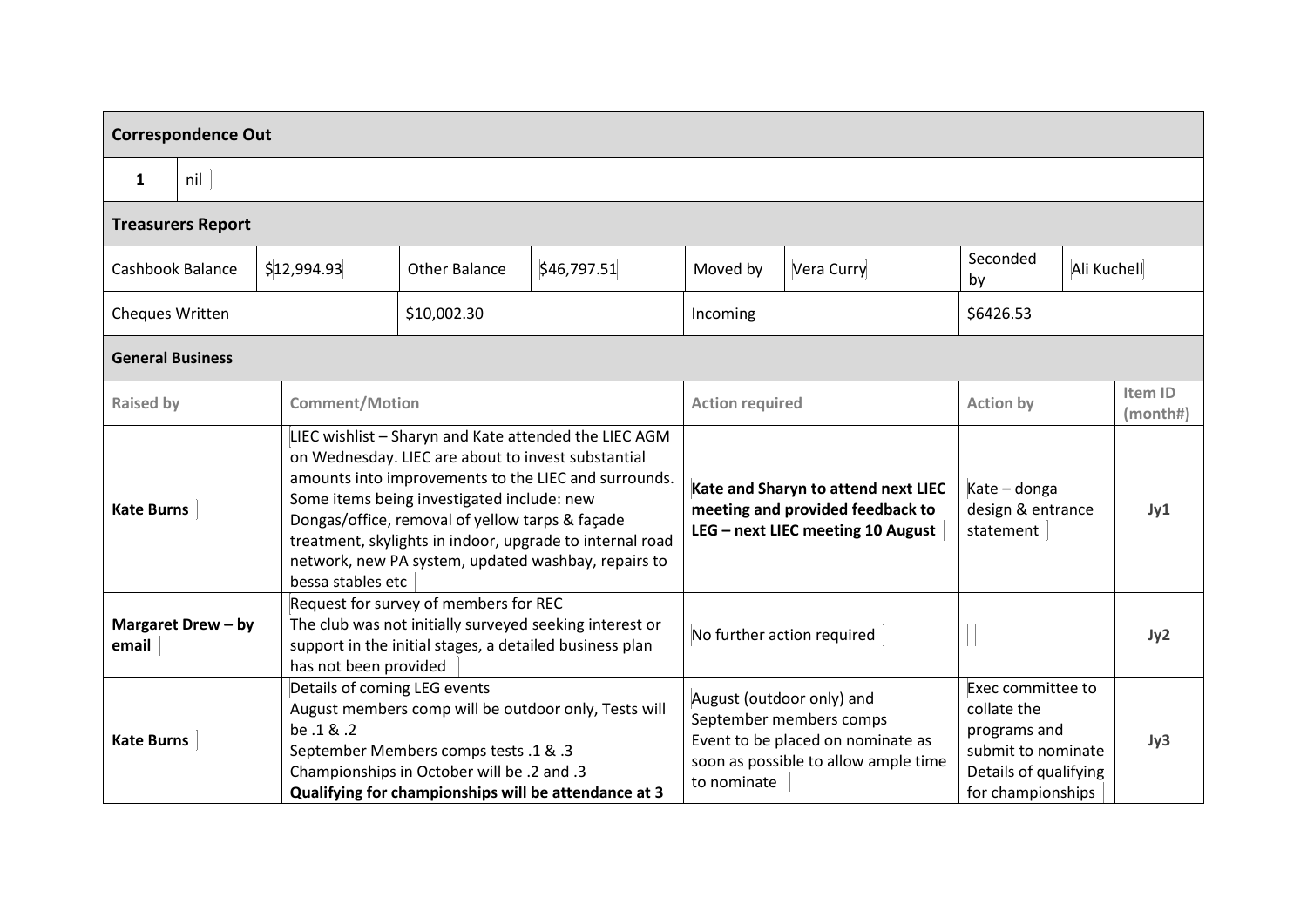## Correspondence Out

| | |
|---|---|
| 1 | nil |

## Treasurers Report

| | | | | | | | |
|---|---|---|---|---|---|---|---|
| Cashbook Balance | $12,994.93 | Other Balance | $46,797.51 | Moved by | Vera Curry | Seconded by | Ali Kuchell |
| Cheques Written | | $10,002.30 | | Incoming | | $6426.53 | |

## General Business

| Raised by | Comment/Motion | Action required | Action by | Item ID (month#) |
|---|---|---|---|---|
| **Kate Burns** | LIEC wishlist – Sharyn and Kate attended the LIEC AGM on Wednesday. LIEC are about to invest substantial amounts into improvements to the LIEC and surrounds. Some items being investigated include: new Dongas/office, removal of yellow tarps & façade treatment, skylights in indoor, upgrade to internal road network, new PA system, updated washbay, repairs to bessa stables etc | **Kate and Sharyn to attend next LIEC meeting and provided feedback to LEG – next LIEC meeting 10 August** | Kate – donga design & entrance statement | **Jy1** |
| **Margaret Drew – by email** | Request for survey of members for REC<br>The club was not initially surveyed seeking interest or support in the initial stages, a detailed business plan has not been provided | No further action required | | **Jy2** |
| **Kate Burns** | Details of coming LEG events<br>August members comp will be outdoor only, Tests will be .1 & .2<br>September Members comps tests .1 & .3<br>Championships in October will be .2 and .3<br>**Qualifying for championships will be attendance at 3** | August (outdoor only) and September members comps<br>Event to be placed on nominate as soon as possible to allow ample time to nominate | Exec committee to collate the programs and submit to nominate<br>Details of qualifying for championships | **Jy3** |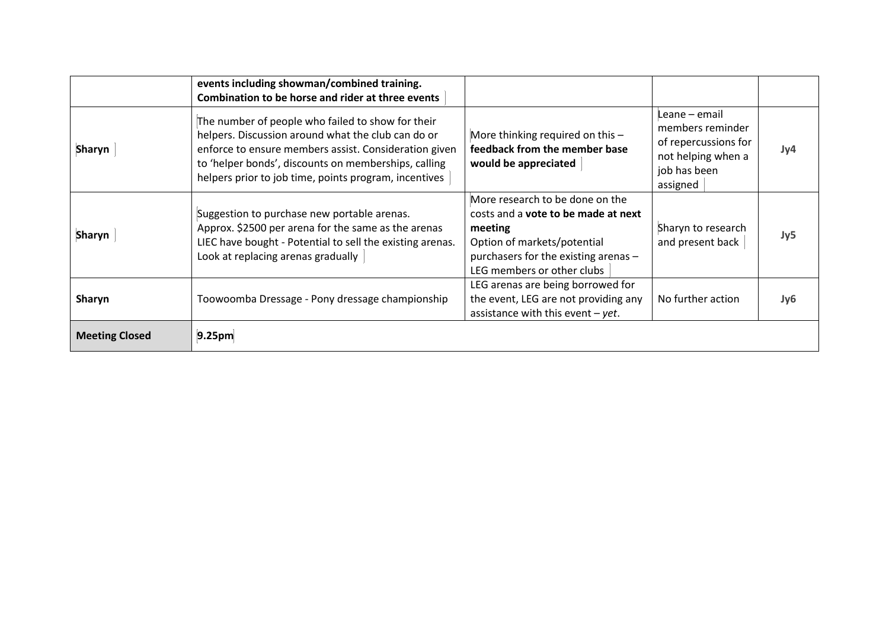| | | | | |
|---|---|---|---|---|
| | **events including showman/combined training. Combination to be horse and rider at three events** | | | |
| **Sharyn** | The number of people who failed to show for their helpers. Discussion around what the club can do or enforce to ensure members assist. Consideration given to 'helper bonds', discounts on memberships, calling helpers prior to job time, points program, incentives | More thinking required on this – **feedback from the member base would be appreciated** | Leane – email members reminder of repercussions for not helping when a job has been assigned | **Jy4** |
| **Sharyn** | Suggestion to purchase new portable arenas. Approx. $2500 per arena for the same as the arenas LIEC have bought - Potential to sell the existing arenas. Look at replacing arenas gradually | More research to be done on the costs and a **vote to be made at next meeting**<br>Option of markets/potential purchasers for the existing arenas – LEG members or other clubs | Sharyn to research and present back | **Jy5** |
| **Sharyn** | Toowoomba Dressage - Pony dressage championship | LEG arenas are being borrowed for the event, LEG are not providing any assistance with this event – *yet*. | No further action | **Jy6** |
| **Meeting Closed** | **9.25pm** | | | |